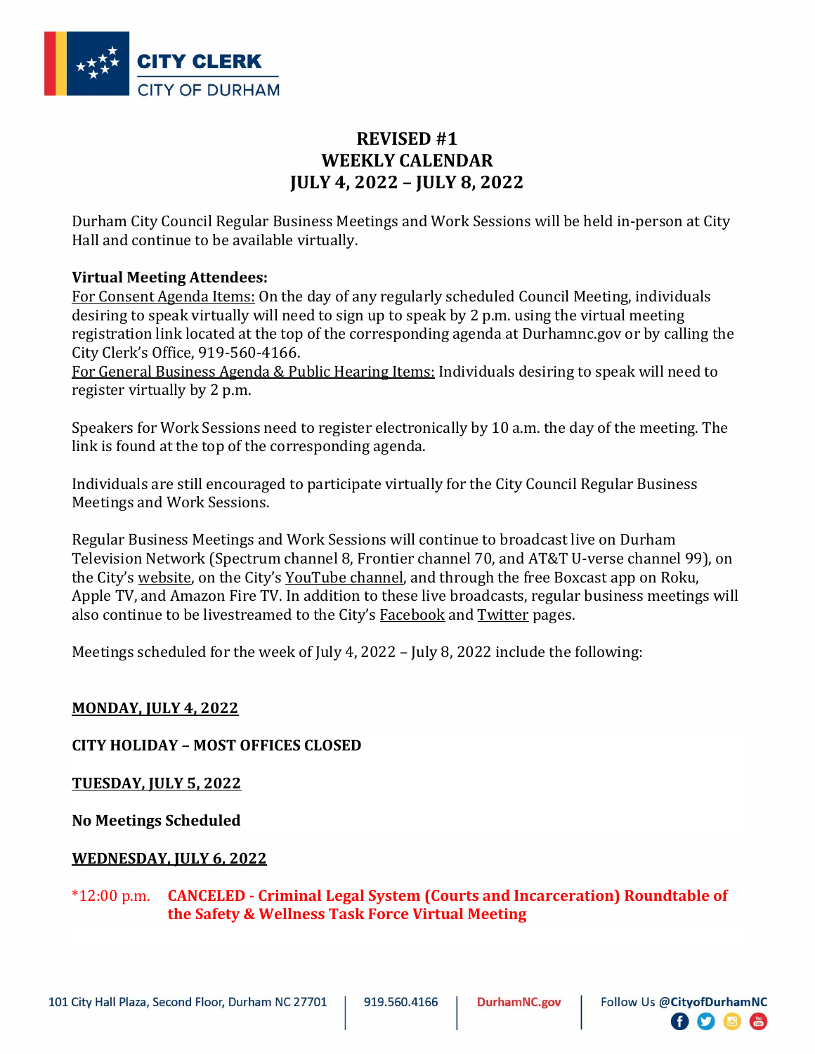# REVISED #1
# WEEKLY CALENDAR
# JULY 4, 2022 – JULY 8, 2022

Durham City Council Regular Business Meetings and Work Sessions will be held in-person at City Hall and continue to be available virtually.

**Virtual Meeting Attendees:**
For Consent Agenda Items: On the day of any regularly scheduled Council Meeting, individuals desiring to speak virtually will need to sign up to speak by 2 p.m. using the virtual meeting registration link located at the top of the corresponding agenda at Durhamnc.gov or by calling the City Clerk's Office, 919-560-4166.
For General Business Agenda & Public Hearing Items: Individuals desiring to speak will need to register virtually by 2 p.m.

Speakers for Work Sessions need to register electronically by 10 a.m. the day of the meeting. The link is found at the top of the corresponding agenda.

Individuals are still encouraged to participate virtually for the City Council Regular Business Meetings and Work Sessions.

Regular Business Meetings and Work Sessions will continue to broadcast live on Durham Television Network (Spectrum channel 8, Frontier channel 70, and AT&T U-verse channel 99), on the City's website, on the City's YouTube channel, and through the free Boxcast app on Roku, Apple TV, and Amazon Fire TV. In addition to these live broadcasts, regular business meetings will also continue to be livestreamed to the City's Facebook and Twitter pages.

Meetings scheduled for the week of July 4, 2022 – July 8, 2022 include the following:

**MONDAY, JULY 4, 2022**

**CITY HOLIDAY – MOST OFFICES CLOSED**

**TUESDAY, JULY 5, 2022**

**No Meetings Scheduled**

**WEDNESDAY, JULY 6, 2022**

*12:00 p.m. **CANCELED - Criminal Legal System (Courts and Incarceration) Roundtable of the Safety & Wellness Task Force Virtual Meeting**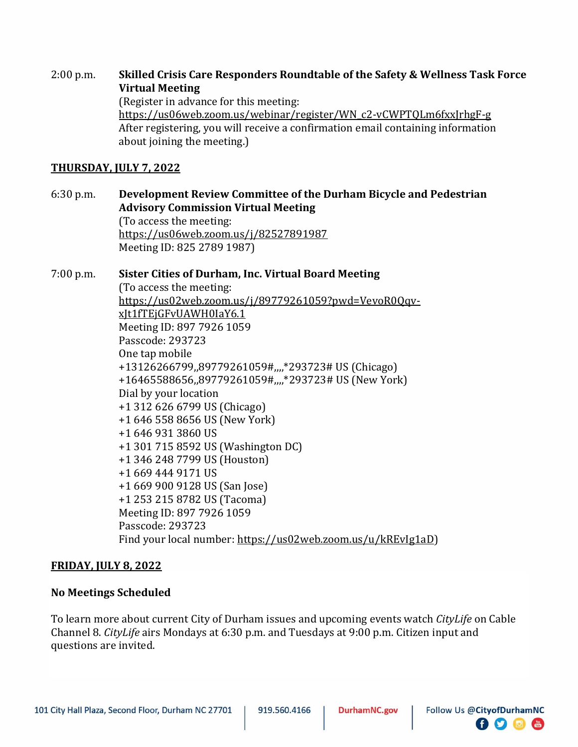2:00 p.m. **Skilled Crisis Care Responders Roundtable of the Safety & Wellness Task Force Virtual Meeting**
(Register in advance for this meeting:
https://us06web.zoom.us/webinar/register/WN_c2-vCWPTQLm6fxxJrhgF-g
After registering, you will receive a confirmation email containing information about joining the meeting.)

**THURSDAY, JULY 7, 2022**

6:30 p.m. **Development Review Committee of the Durham Bicycle and Pedestrian Advisory Commission Virtual Meeting**
(To access the meeting:
https://us06web.zoom.us/j/82527891987
Meeting ID: 825 2789 1987)

7:00 p.m. **Sister Cities of Durham, Inc. Virtual Board Meeting**
(To access the meeting:
https://us02web.zoom.us/j/89779261059?pwd=VevoR0Qqv-xJt1fTEjGFvUAWH0IaY6.1
Meeting ID: 897 7926 1059
Passcode: 293723
One tap mobile
+13126266799,,89779261059#,,,,*293723# US (Chicago)
+16465588656,,89779261059#,,,,*293723# US (New York)
Dial by your location
+1 312 626 6799 US (Chicago)
+1 646 558 8656 US (New York)
+1 646 931 3860 US
+1 301 715 8592 US (Washington DC)
+1 346 248 7799 US (Houston)
+1 669 444 9171 US
+1 669 900 9128 US (San Jose)
+1 253 215 8782 US (Tacoma)
Meeting ID: 897 7926 1059
Passcode: 293723
Find your local number: https://us02web.zoom.us/u/kREvIg1aD)

**FRIDAY, JULY 8, 2022**

**No Meetings Scheduled**

To learn more about current City of Durham issues and upcoming events watch *CityLife* on Cable Channel 8. *CityLife* airs Mondays at 6:30 p.m. and Tuesdays at 9:00 p.m. Citizen input and questions are invited.

101 City Hall Plaza, Second Floor, Durham NC 27701 | 919.560.4166 | DurhamNC.gov | Follow Us @CityofDurhamNC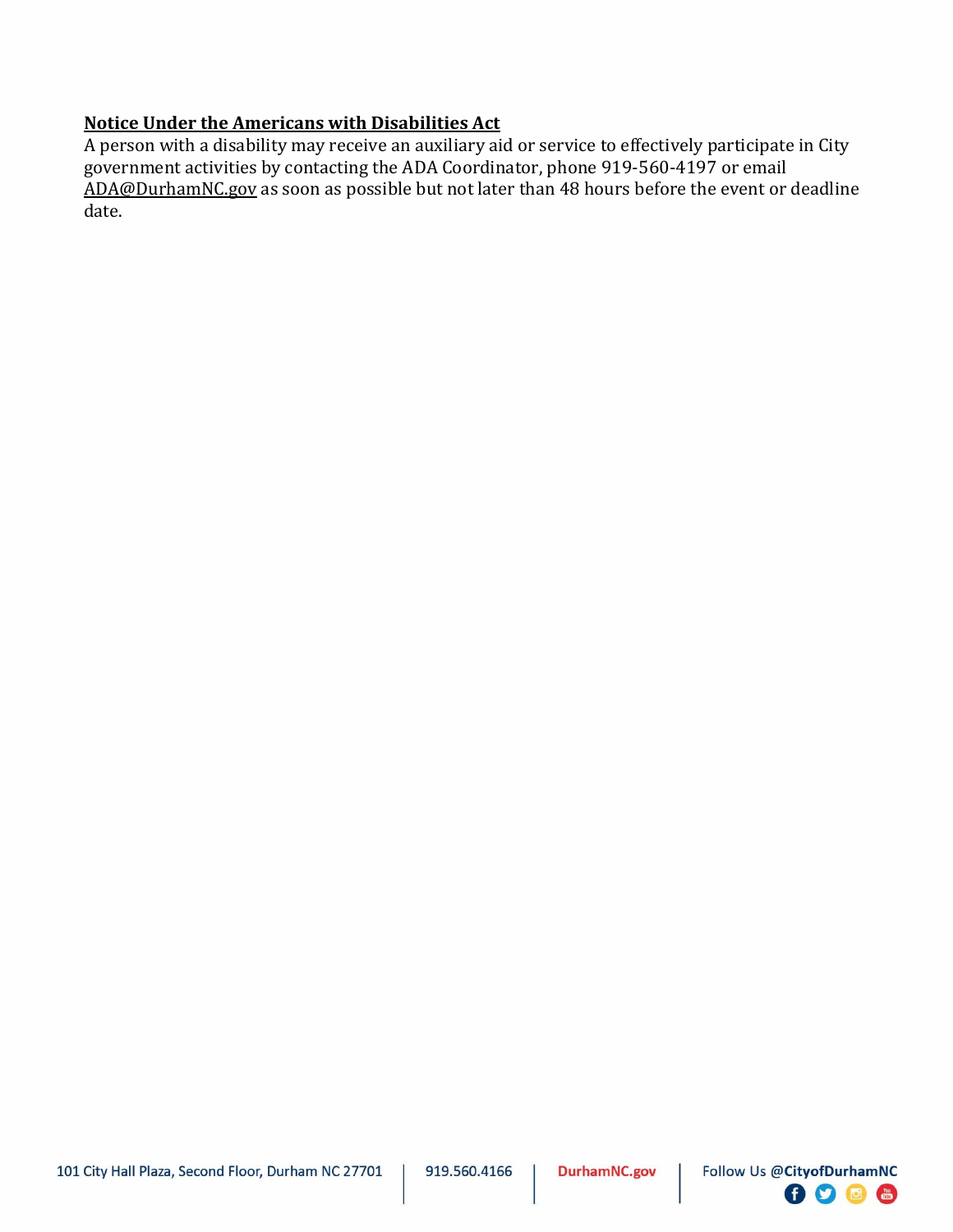**Notice Under the Americans with Disabilities Act**

A person with a disability may receive an auxiliary aid or service to effectively participate in City government activities by contacting the ADA Coordinator, phone 919-560-4197 or email ADA@DurhamNC.gov as soon as possible but not later than 48 hours before the event or deadline date.